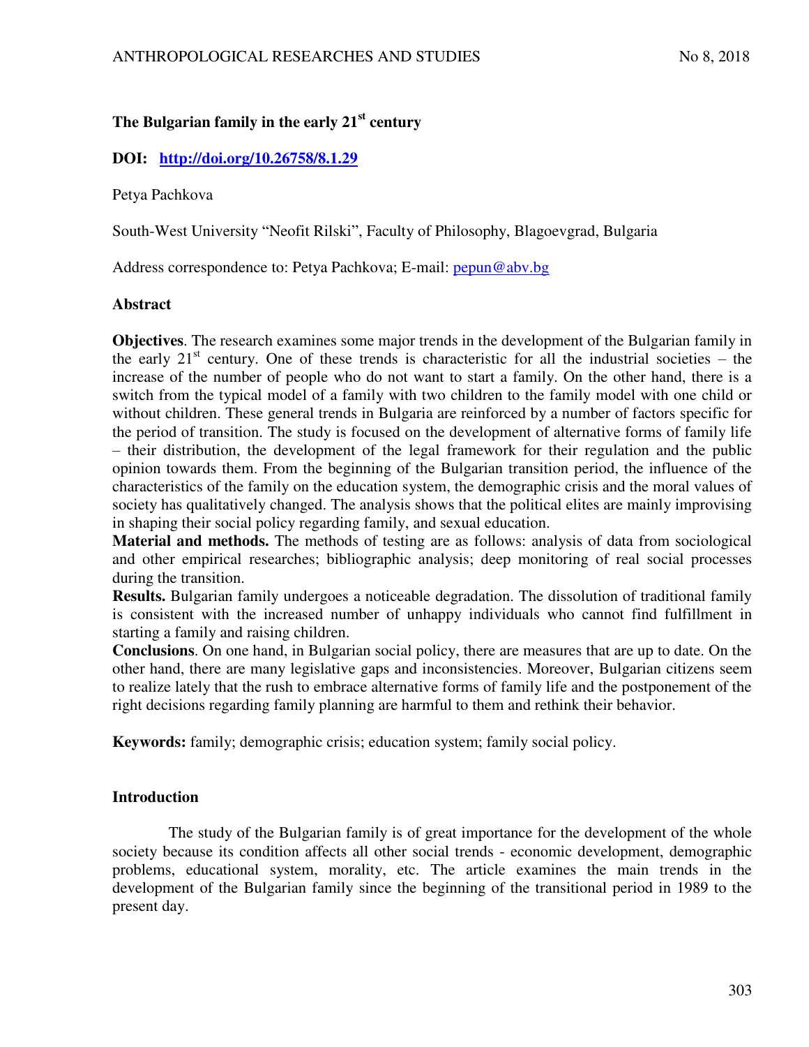# The Bulgarian family in the early 21st century

**DOI: [http://doi.org/10.26758/8.1.29](http://doi.org/10.26758/8.1.29)**

Petya Pachkova

South-West University "Neofit Rilski", Faculty of Philosophy, Blagoevgrad, Bulgaria

Address correspondence to: Petya Pachkova; E-mail: [pepun@abv.bg](mailto:pepun@abv.bg)

## Abstract

**Objectives**. The research examines some major trends in the development of the Bulgarian family in the early 21st century. One of these trends is characteristic for all the industrial societies – the increase of the number of people who do not want to start a family. On the other hand, there is a switch from the typical model of a family with two children to the family model with one child or without children. These general trends in Bulgaria are reinforced by a number of factors specific for the period of transition. The study is focused on the development of alternative forms of family life – their distribution, the development of the legal framework for their regulation and the public opinion towards them. From the beginning of the Bulgarian transition period, the influence of the characteristics of the family on the education system, the demographic crisis and the moral values of society has qualitatively changed. The analysis shows that the political elites are mainly improvising in shaping their social policy regarding family, and sexual education.

**Material and methods.** The methods of testing are as follows: analysis of data from sociological and other empirical researches; bibliographic analysis; deep monitoring of real social processes during the transition.

**Results.** Bulgarian family undergoes a noticeable degradation. The dissolution of traditional family is consistent with the increased number of unhappy individuals who cannot find fulfillment in starting a family and raising children.

**Conclusions**. On one hand, in Bulgarian social policy, there are measures that are up to date. On the other hand, there are many legislative gaps and inconsistencies. Moreover, Bulgarian citizens seem to realize lately that the rush to embrace alternative forms of family life and the postponement of the right decisions regarding family planning are harmful to them and rethink their behavior.

**Keywords:** family; demographic crisis; education system; family social policy.

## Introduction

The study of the Bulgarian family is of great importance for the development of the whole society because its condition affects all other social trends - economic development, demographic problems, educational system, morality, etc. The article examines the main trends in the development of the Bulgarian family since the beginning of the transitional period in 1989 to the present day.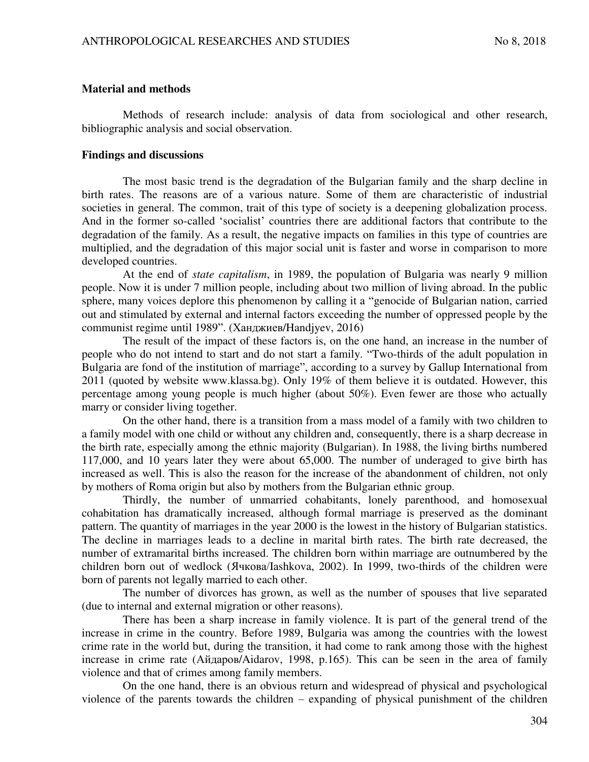**Material and methods**

Methods of research include: analysis of data from sociological and other research, bibliographic analysis and social observation.

**Findings and discussions**

The most basic trend is the degradation of the Bulgarian family and the sharp decline in birth rates. The reasons are of a various nature. Some of them are characteristic of industrial societies in general. The common, trait of this type of society is a deepening globalization process. And in the former so-called 'socialist' countries there are additional factors that contribute to the degradation of the family. As a result, the negative impacts on families in this type of countries are multiplied, and the degradation of this major social unit is faster and worse in comparison to more developed countries.

At the end of *state capitalism*, in 1989, the population of Bulgaria was nearly 9 million people. Now it is under 7 million people, including about two million of living abroad. In the public sphere, many voices deplore this phenomenon by calling it a "genocide of Bulgarian nation, carried out and stimulated by external and internal factors exceeding the number of oppressed people by the communist regime until 1989". (Ханджиев/Handjyev, 2016)

The result of the impact of these factors is, on the one hand, an increase in the number of people who do not intend to start and do not start a family. "Two-thirds of the adult population in Bulgaria are fond of the institution of marriage", according to a survey by Gallup International from 2011 (quoted by website www.klassa.bg). Only 19% of them believe it is outdated. However, this percentage among young people is much higher (about 50%). Even fewer are those who actually marry or consider living together.

On the other hand, there is a transition from a mass model of a family with two children to a family model with one child or without any children and, consequently, there is a sharp decrease in the birth rate, especially among the ethnic majority (Bulgarian). In 1988, the living births numbered 117,000, and 10 years later they were about 65,000. The number of underaged to give birth has increased as well. This is also the reason for the increase of the abandonment of children, not only by mothers of Roma origin but also by mothers from the Bulgarian ethnic group.

Thirdly, the number of unmarried cohabitants, lonely parenthood, and homosexual cohabitation has dramatically increased, although formal marriage is preserved as the dominant pattern. The quantity of marriages in the year 2000 is the lowest in the history of Bulgarian statistics. The decline in marriages leads to a decline in marital birth rates. The birth rate decreased, the number of extramarital births increased. The children born within marriage are outnumbered by the children born out of wedlock (Ячкова/Iashkova, 2002). In 1999, two-thirds of the children were born of parents not legally married to each other.

The number of divorces has grown, as well as the number of spouses that live separated (due to internal and external migration or other reasons).

There has been a sharp increase in family violence. It is part of the general trend of the increase in crime in the country. Before 1989, Bulgaria was among the countries with the lowest crime rate in the world but, during the transition, it had come to rank among those with the highest increase in crime rate (Айдаров/Aidarov, 1998, p.165). This can be seen in the area of family violence and that of crimes among family members.

On the one hand, there is an obvious return and widespread of physical and psychological violence of the parents towards the children – expanding of physical punishment of the children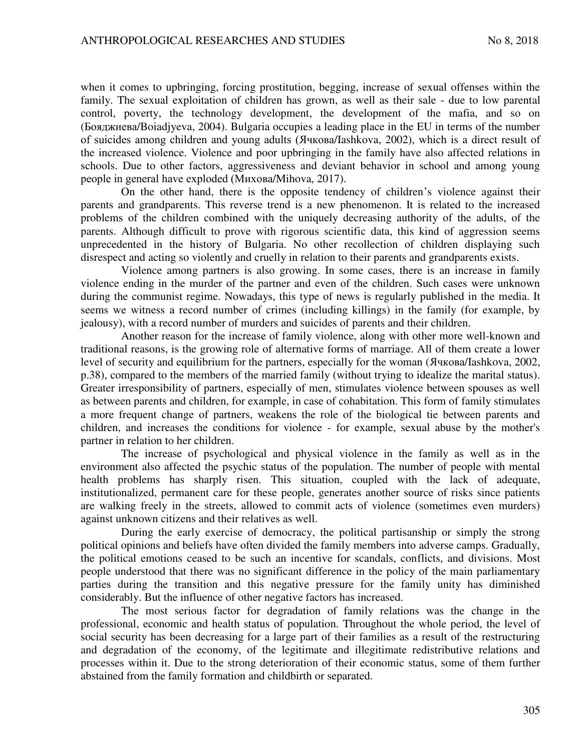when it comes to upbringing, forcing prostitution, begging, increase of sexual offenses within the family. The sexual exploitation of children has grown, as well as their sale - due to low parental control, poverty, the technology development, the development of the mafia, and so on (Бояджиева/Boiadjyeva, 2004). Bulgaria occupies a leading place in the EU in terms of the number of suicides among children and young adults (Ячкова/Iashkova, 2002), which is a direct result of the increased violence. Violence and poor upbringing in the family have also affected relations in schools. Due to other factors, aggressiveness and deviant behavior in school and among young people in general have exploded (Михова/Mihova, 2017).

On the other hand, there is the opposite tendency of children's violence against their parents and grandparents. This reverse trend is a new phenomenon. It is related to the increased problems of the children combined with the uniquely decreasing authority of the adults, of the parents. Although difficult to prove with rigorous scientific data, this kind of aggression seems unprecedented in the history of Bulgaria. No other recollection of children displaying such disrespect and acting so violently and cruelly in relation to their parents and grandparents exists.

Violence among partners is also growing. In some cases, there is an increase in family violence ending in the murder of the partner and even of the children. Such cases were unknown during the communist regime. Nowadays, this type of news is regularly published in the media. It seems we witness a record number of crimes (including killings) in the family (for example, by jealousy), with a record number of murders and suicides of parents and their children.

Another reason for the increase of family violence, along with other more well-known and traditional reasons, is the growing role of alternative forms of marriage. All of them create a lower level of security and equilibrium for the partners, especially for the woman (Ячкова/Iashkova, 2002, p.38), compared to the members of the married family (without trying to idealize the marital status). Greater irresponsibility of partners, especially of men, stimulates violence between spouses as well as between parents and children, for example, in case of cohabitation. This form of family stimulates a more frequent change of partners, weakens the role of the biological tie between parents and children, and increases the conditions for violence - for example, sexual abuse by the mother's partner in relation to her children.

The increase of psychological and physical violence in the family as well as in the environment also affected the psychic status of the population. The number of people with mental health problems has sharply risen. This situation, coupled with the lack of adequate, institutionalized, permanent care for these people, generates another source of risks since patients are walking freely in the streets, allowed to commit acts of violence (sometimes even murders) against unknown citizens and their relatives as well.

During the early exercise of democracy, the political partisanship or simply the strong political opinions and beliefs have often divided the family members into adverse camps. Gradually, the political emotions ceased to be such an incentive for scandals, conflicts, and divisions. Most people understood that there was no significant difference in the policy of the main parliamentary parties during the transition and this negative pressure for the family unity has diminished considerably. But the influence of other negative factors has increased.

The most serious factor for degradation of family relations was the change in the professional, economic and health status of population. Throughout the whole period, the level of social security has been decreasing for a large part of their families as a result of the restructuring and degradation of the economy, of the legitimate and illegitimate redistributive relations and processes within it. Due to the strong deterioration of their economic status, some of them further abstained from the family formation and childbirth or separated.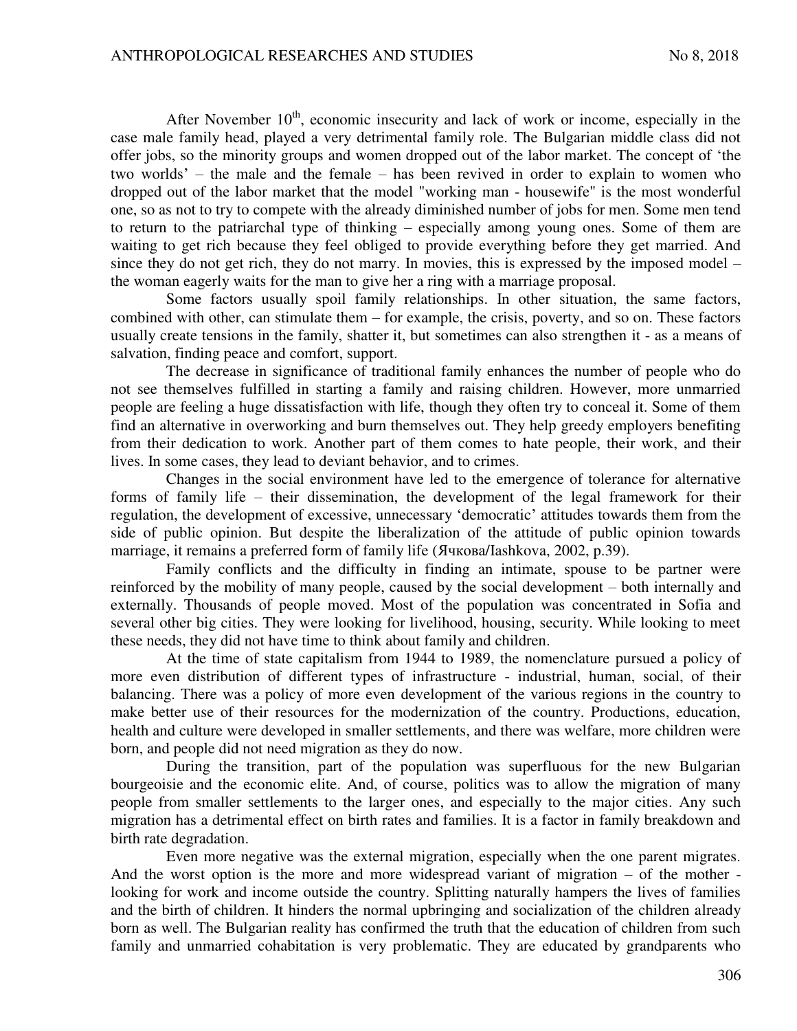After November 10th, economic insecurity and lack of work or income, especially in the case male family head, played a very detrimental family role. The Bulgarian middle class did not offer jobs, so the minority groups and women dropped out of the labor market. The concept of 'the two worlds' – the male and the female – has been revived in order to explain to women who dropped out of the labor market that the model "working man - housewife" is the most wonderful one, so as not to try to compete with the already diminished number of jobs for men. Some men tend to return to the patriarchal type of thinking – especially among young ones. Some of them are waiting to get rich because they feel obliged to provide everything before they get married. And since they do not get rich, they do not marry. In movies, this is expressed by the imposed model – the woman eagerly waits for the man to give her a ring with a marriage proposal.

Some factors usually spoil family relationships. In other situation, the same factors, combined with other, can stimulate them – for example, the crisis, poverty, and so on. These factors usually create tensions in the family, shatter it, but sometimes can also strengthen it - as a means of salvation, finding peace and comfort, support.

The decrease in significance of traditional family enhances the number of people who do not see themselves fulfilled in starting a family and raising children. However, more unmarried people are feeling a huge dissatisfaction with life, though they often try to conceal it. Some of them find an alternative in overworking and burn themselves out. They help greedy employers benefiting from their dedication to work. Another part of them comes to hate people, their work, and their lives. In some cases, they lead to deviant behavior, and to crimes.

Changes in the social environment have led to the emergence of tolerance for alternative forms of family life – their dissemination, the development of the legal framework for their regulation, the development of excessive, unnecessary 'democratic' attitudes towards them from the side of public opinion. But despite the liberalization of the attitude of public opinion towards marriage, it remains a preferred form of family life (Ячкова/Iashkova, 2002, p.39).

Family conflicts and the difficulty in finding an intimate, spouse to be partner were reinforced by the mobility of many people, caused by the social development – both internally and externally. Thousands of people moved. Most of the population was concentrated in Sofia and several other big cities. They were looking for livelihood, housing, security. While looking to meet these needs, they did not have time to think about family and children.

At the time of state capitalism from 1944 to 1989, the nomenclature pursued a policy of more even distribution of different types of infrastructure - industrial, human, social, of their balancing. There was a policy of more even development of the various regions in the country to make better use of their resources for the modernization of the country. Productions, education, health and culture were developed in smaller settlements, and there was welfare, more children were born, and people did not need migration as they do now.

During the transition, part of the population was superfluous for the new Bulgarian bourgeoisie and the economic elite. And, of course, politics was to allow the migration of many people from smaller settlements to the larger ones, and especially to the major cities. Any such migration has a detrimental effect on birth rates and families. It is a factor in family breakdown and birth rate degradation.

Even more negative was the external migration, especially when the one parent migrates. And the worst option is the more and more widespread variant of migration – of the mother - looking for work and income outside the country. Splitting naturally hampers the lives of families and the birth of children. It hinders the normal upbringing and socialization of the children already born as well. The Bulgarian reality has confirmed the truth that the education of children from such family and unmarried cohabitation is very problematic. They are educated by grandparents who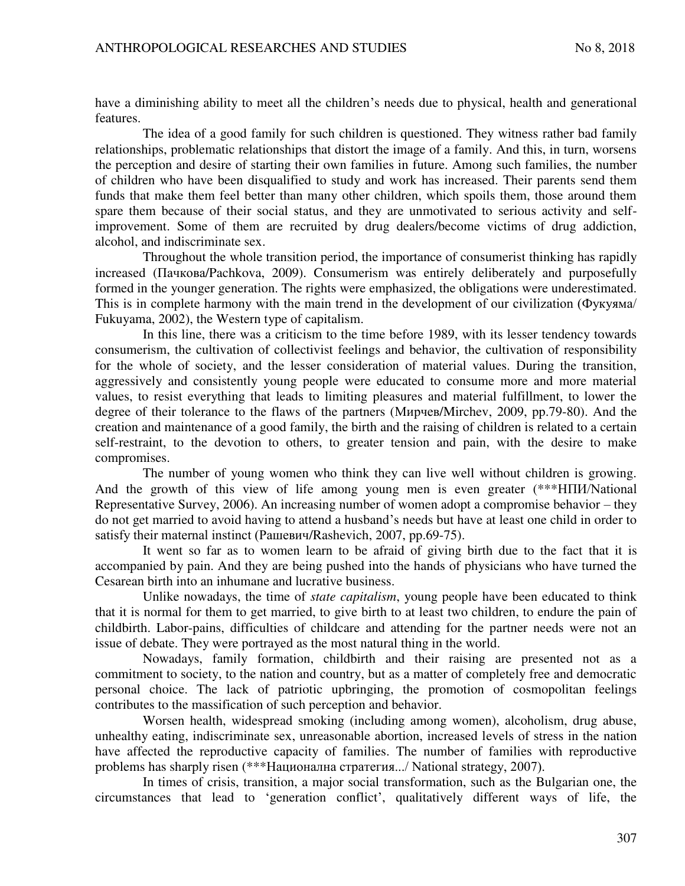have a diminishing ability to meet all the children's needs due to physical, health and generational features.

The idea of a good family for such children is questioned. They witness rather bad family relationships, problematic relationships that distort the image of a family. And this, in turn, worsens the perception and desire of starting their own families in future. Among such families, the number of children who have been disqualified to study and work has increased. Their parents send them funds that make them feel better than many other children, which spoils them, those around them spare them because of their social status, and they are unmotivated to serious activity and self-improvement. Some of them are recruited by drug dealers/become victims of drug addiction, alcohol, and indiscriminate sex.

Throughout the whole transition period, the importance of consumerist thinking has rapidly increased (Пачкова/Pachkova, 2009). Consumerism was entirely deliberately and purposefully formed in the younger generation. The rights were emphasized, the obligations were underestimated. This is in complete harmony with the main trend in the development of our civilization (Фукуяма/ Fukuyama, 2002), the Western type of capitalism.

In this line, there was a criticism to the time before 1989, with its lesser tendency towards consumerism, the cultivation of collectivist feelings and behavior, the cultivation of responsibility for the whole of society, and the lesser consideration of material values. During the transition, aggressively and consistently young people were educated to consume more and more material values, to resist everything that leads to limiting pleasures and material fulfillment, to lower the degree of their tolerance to the flaws of the partners (Мирчев/Mirchev, 2009, pp.79-80). And the creation and maintenance of a good family, the birth and the raising of children is related to a certain self-restraint, to the devotion to others, to greater tension and pain, with the desire to make compromises.

The number of young women who think they can live well without children is growing. And the growth of this view of life among young men is even greater (***НПИ/National Representative Survey, 2006). An increasing number of women adopt a compromise behavior – they do not get married to avoid having to attend a husband's needs but have at least one child in order to satisfy their maternal instinct (Рашевич/Rashevich, 2007, pp.69-75).

It went so far as to women learn to be afraid of giving birth due to the fact that it is accompanied by pain. And they are being pushed into the hands of physicians who have turned the Cesarean birth into an inhumane and lucrative business.

Unlike nowadays, the time of *state capitalism*, young people have been educated to think that it is normal for them to get married, to give birth to at least two children, to endure the pain of childbirth. Labor-pains, difficulties of childcare and attending for the partner needs were not an issue of debate. They were portrayed as the most natural thing in the world.

Nowadays, family formation, childbirth and their raising are presented not as a commitment to society, to the nation and country, but as a matter of completely free and democratic personal choice. The lack of patriotic upbringing, the promotion of cosmopolitan feelings contributes to the massification of such perception and behavior.

Worsen health, widespread smoking (including among women), alcoholism, drug abuse, unhealthy eating, indiscriminate sex, unreasonable abortion, increased levels of stress in the nation have affected the reproductive capacity of families. The number of families with reproductive problems has sharply risen (***Национална стратегия.../ National strategy, 2007).

In times of crisis, transition, a major social transformation, such as the Bulgarian one, the circumstances that lead to 'generation conflict', qualitatively different ways of life, the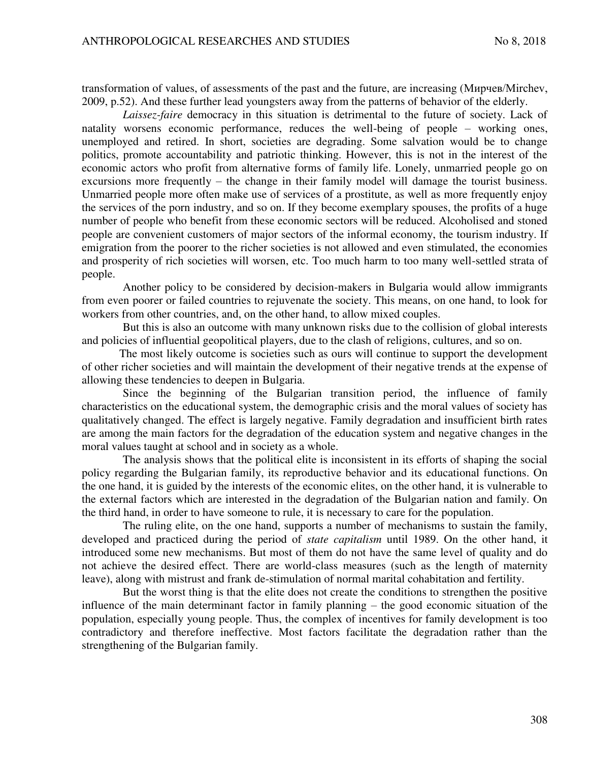transformation of values, of assessments of the past and the future, are increasing (Мирчев/Mirchev, 2009, p.52). And these further lead youngsters away from the patterns of behavior of the elderly.

*Laissez-faire* democracy in this situation is detrimental to the future of society. Lack of natality worsens economic performance, reduces the well-being of people – working ones, unemployed and retired. In short, societies are degrading. Some salvation would be to change politics, promote accountability and patriotic thinking. However, this is not in the interest of the economic actors who profit from alternative forms of family life. Lonely, unmarried people go on excursions more frequently – the change in their family model will damage the tourist business. Unmarried people more often make use of services of a prostitute, as well as more frequently enjoy the services of the porn industry, and so on. If they become exemplary spouses, the profits of a huge number of people who benefit from these economic sectors will be reduced. Alcoholised and stoned people are convenient customers of major sectors of the informal economy, the tourism industry. If emigration from the poorer to the richer societies is not allowed and even stimulated, the economies and prosperity of rich societies will worsen, etc. Too much harm to too many well-settled strata of people.

Another policy to be considered by decision-makers in Bulgaria would allow immigrants from even poorer or failed countries to rejuvenate the society. This means, on one hand, to look for workers from other countries, and, on the other hand, to allow mixed couples.

But this is also an outcome with many unknown risks due to the collision of global interests and policies of influential geopolitical players, due to the clash of religions, cultures, and so on.

The most likely outcome is societies such as ours will continue to support the development of other richer societies and will maintain the development of their negative trends at the expense of allowing these tendencies to deepen in Bulgaria.

Since the beginning of the Bulgarian transition period, the influence of family characteristics on the educational system, the demographic crisis and the moral values of society has qualitatively changed. The effect is largely negative. Family degradation and insufficient birth rates are among the main factors for the degradation of the education system and negative changes in the moral values taught at school and in society as a whole.

The analysis shows that the political elite is inconsistent in its efforts of shaping the social policy regarding the Bulgarian family, its reproductive behavior and its educational functions. On the one hand, it is guided by the interests of the economic elites, on the other hand, it is vulnerable to the external factors which are interested in the degradation of the Bulgarian nation and family. On the third hand, in order to have someone to rule, it is necessary to care for the population.

The ruling elite, on the one hand, supports a number of mechanisms to sustain the family, developed and practiced during the period of *state capitalism* until 1989. On the other hand, it introduced some new mechanisms. But most of them do not have the same level of quality and do not achieve the desired effect. There are world-class measures (such as the length of maternity leave), along with mistrust and frank de-stimulation of normal marital cohabitation and fertility.

But the worst thing is that the elite does not create the conditions to strengthen the positive influence of the main determinant factor in family planning – the good economic situation of the population, especially young people. Thus, the complex of incentives for family development is too contradictory and therefore ineffective. Most factors facilitate the degradation rather than the strengthening of the Bulgarian family.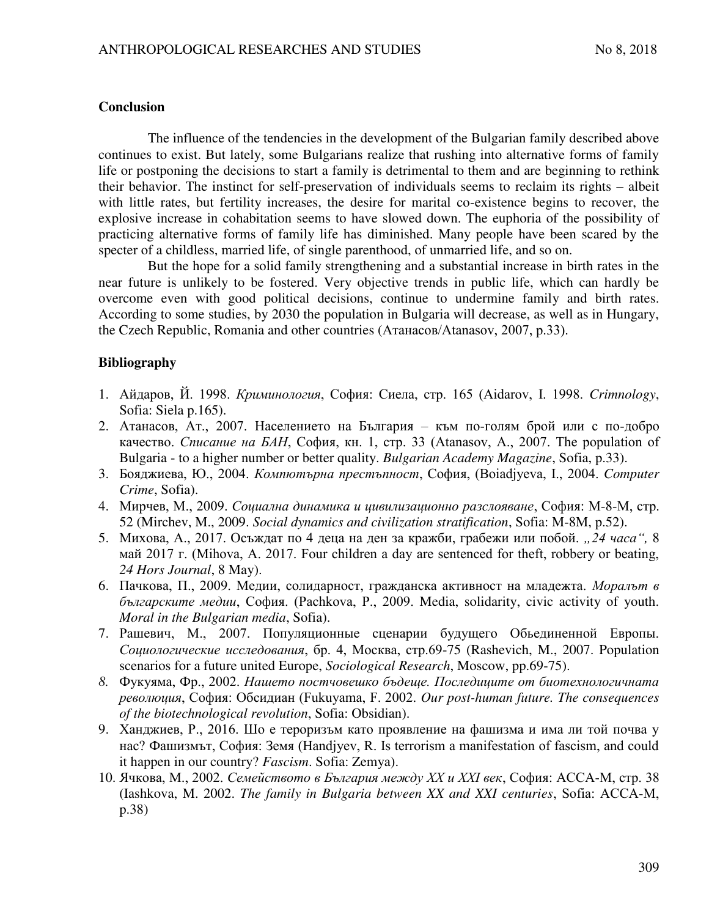## Conclusion

The influence of the tendencies in the development of the Bulgarian family described above continues to exist. But lately, some Bulgarians realize that rushing into alternative forms of family life or postponing the decisions to start a family is detrimental to them and are beginning to rethink their behavior. The instinct for self-preservation of individuals seems to reclaim its rights – albeit with little rates, but fertility increases, the desire for marital co-existence begins to recover, the explosive increase in cohabitation seems to have slowed down. The euphoria of the possibility of practicing alternative forms of family life has diminished. Many people have been scared by the specter of a childless, married life, of single parenthood, of unmarried life, and so on.

But the hope for a solid family strengthening and a substantial increase in birth rates in the near future is unlikely to be fostered. Very objective trends in public life, which can hardly be overcome even with good political decisions, continue to undermine family and birth rates. According to some studies, by 2030 the population in Bulgaria will decrease, as well as in Hungary, the Czech Republic, Romania and other countries (Атанасов/Atanasov, 2007, p.33).

## Bibliography

1. Айдаров, Й. 1998. *Криминология*, София: Сиела, стр. 165 (Aidarov, I. 1998. *Crimnology*, Sofia: Siela p.165).
2. Атанасов, Ат., 2007. Населението на България – към по-голям брой или с по-добро качество. *Списание на БАН*, София, кн. 1, стр. 33 (Atanasov, A., 2007. The population of Bulgaria - to a higher number or better quality. *Bulgarian Academy Magazine*, Sofia, p.33).
3. Бояджиева, Ю., 2004. *Компютърна престъпност*, София, (Boiadjyeva, I., 2004. *Computer Crime*, Sofia).
4. Мирчев, М., 2009. *Социална динамика и цивилизационно разслояване*, София: М-8-М, стр. 52 (Mirchev, M., 2009. *Social dynamics and civilization stratification*, Sofia: M-8M, p.52).
5. Михова, А., 2017. Осъждат по 4 деца на ден за кражби, грабежи или побой. *„24 часа“,* 8 май 2017 г. (Mihova, A. 2017. Four children a day are sentenced for theft, robbery or beating, *24 Hors Journal*, 8 May).
6. Пачкова, П., 2009. Медии, солидарност, гражданска активност на младежта. *Моралът в българските медии*, София. (Pachkova, P., 2009. Media, solidarity, civic activity of youth. *Moral in the Bulgarian media*, Sofia).
7. Рашевич, М., 2007. Популяционные сценарии будущего Обьединенной Европы. *Социологические исследования*, бр. 4, Москва, стр.69-75 (Rashevich, M., 2007. Population scenarios for a future united Europe, *Sociological Research*, Moscow, pp.69-75).
8. Фукуяма, Фр., 2002. *Нашето постчовешко бъдеще. Последиците от биотехнологичната революция*, София: Обсидиан (Fukuyama, F. 2002. *Our post-human future. The consequences of the biotechnological revolution*, Sofia: Obsidian).
9. Ханджиев, Р., 2016. Шо е тероризъм като проявление на фашизма и има ли той почва у нас? Фашизмът, София: Земя (Handjyev, R. Is terrorism a manifestation of fascism, and could it happen in our country? *Fascism*. Sofia: Zemya).
10. Ячкова, М., 2002. *Семейството в България между XX и XXI век*, София: АССА-М, стр. 38 (Iashkova, M. 2002. *The family in Bulgaria between XX and XXI centuries*, Sofia: ACCA-M, p.38)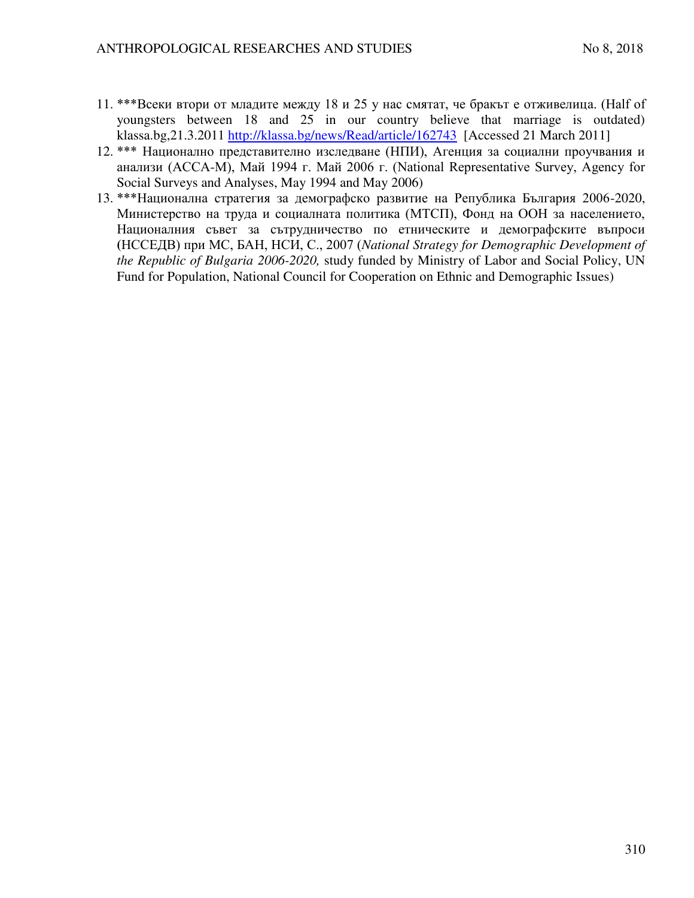11. ***Всеки втори от младите между 18 и 25 у нас смятат, че бракът е отживелица. (Half of youngsters between 18 and 25 in our country believe that marriage is outdated) klassa.bg,21.3.2011 http://klassa.bg/news/Read/article/162743 [Accessed 21 March 2011]
12. *** Национално представително изследване (НПИ), Агенция за социални проучвания и анализи (АССА-М), Май 1994 г. Май 2006 г. (National Representative Survey, Agency for Social Surveys and Analyses, May 1994 and May 2006)
13. ***Национална стратегия за демографско развитие на Република България 2006-2020, Министерство на труда и социалната политика (МТСП), Фонд на ООН за населението, Националния съвет за сътрудничество по етническите и демографските въпроси (НССЕДВ) при МС, БАН, НСИ, С., 2007 (*National Strategy for Demographic Development of the Republic of Bulgaria 2006-2020,* study funded by Ministry of Labor and Social Policy, UN Fund for Population, National Council for Cooperation on Ethnic and Demographic Issues)